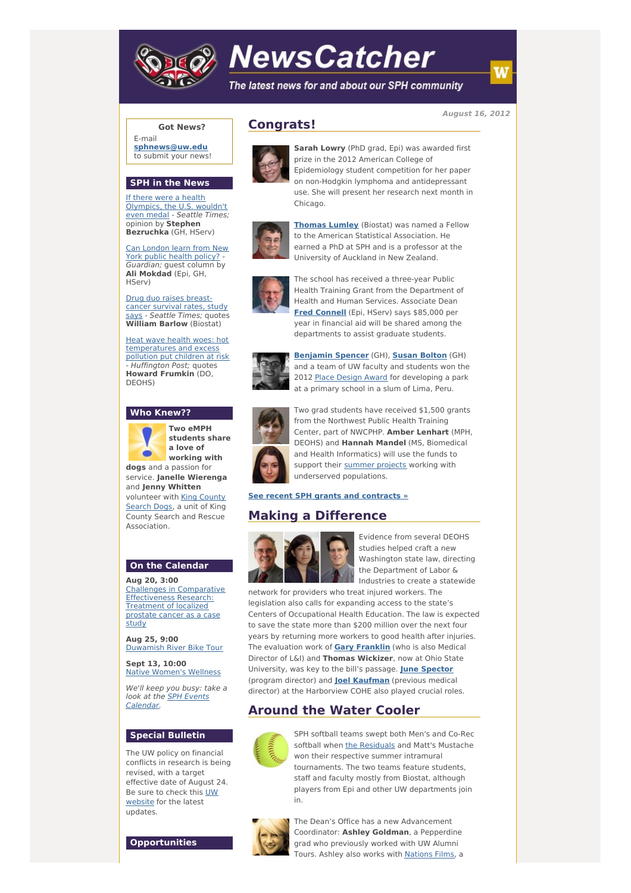# NewsCatcher

*The latest news for and about our SPH community*

*August 16, 2012*

**Got News?**
E-mail
**sphnews@uw.edu**
to submit your news!

## SPH in the News

If there were a health Olympics, the U.S. wouldn't even medal - *Seattle Times;* opinion by **Stephen Bezruchka** (GH, HServ)

Can London learn from New York public health policy? - *Guardian;* guest column by **Ali Mokdad** (Epi, GH, HServ)

Drug duo raises breast-cancer survival rates, study says - *Seattle Times;* quotes **William Barlow** (Biostat)

Heat wave health woes: hot temperatures and excess pollution put children at risk - *Huffington Post;* quotes **Howard Frumkin** (DO, DEOHS)

## Who Knew??

**Two eMPH students share a love of working with dogs** and a passion for service. **Janelle Wierenga** and **Jenny Whitten** volunteer with King County Search Dogs, a unit of King County Search and Rescue Association.

## On the Calendar

**Aug 20, 3:00**
Challenges in Comparative Effectiveness Research: Treatment of localized prostate cancer as a case study

**Aug 25, 9:00**
Duwamish River Bike Tour

**Sept 13, 10:00**
Native Women's Wellness

*We'll keep you busy: take a look at the SPH Events Calendar.*

## Special Bulletin

The UW policy on financial conflicts in research is being revised, with a target effective date of August 24. Be sure to check this UW website for the latest updates.

## Opportunities

## Congrats!

**Sarah Lowry** (PhD grad, Epi) was awarded first prize in the 2012 American College of Epidemiology student competition for her paper on non-Hodgkin lymphoma and antidepressant use. She will present her research next month in Chicago.

**Thomas Lumley** (Biostat) was named a Fellow to the American Statistical Association. He earned a PhD at SPH and is a professor at the University of Auckland in New Zealand.

The school has received a three-year Public Health Training Grant from the Department of Health and Human Services. Associate Dean **Fred Connell** (Epi, HServ) says $85,000 per year in financial aid will be shared among the departments to assist graduate students.

**Benjamin Spencer** (GH), **Susan Bolton** (GH) and a team of UW faculty and students won the 2012 Place Design Award for developing a park at a primary school in a slum of Lima, Peru.

Two grad students have received $1,500 grants from the Northwest Public Health Training Center, part of NWCPHP. **Amber Lenhart** (MPH, DEOHS) and **Hannah Mandel** (MS, Biomedical and Health Informatics) will use the funds to support their summer projects working with underserved populations.

**See recent SPH grants and contracts »**

## Making a Difference

Evidence from several DEOHS studies helped craft a new Washington state law, directing the Department of Labor & Industries to create a statewide network for providers who treat injured workers. The legislation also calls for expanding access to the state's Centers of Occupational Health Education. The law is expected to save the state more than $200 million over the next four years by returning more workers to good health after injuries. The evaluation work of **Gary Franklin** (who is also Medical Director of L&I) and **Thomas Wickizer**, now at Ohio State University, was key to the bill's passage. **June Spector** (program director) and **Joel Kaufman** (previous medical director) at the Harborview COHE also played crucial roles.

## Around the Water Cooler

SPH softball teams swept both Men's and Co-Rec softball when the Residuals and Matt's Mustache won their respective summer intramural tournaments. The two teams feature students, staff and faculty mostly from Biostat, although players from Epi and other UW departments join in.

The Dean's Office has a new Advancement Coordinator: **Ashley Goldman**, a Pepperdine grad who previously worked with UW Alumni Tours. Ashley also works with Nations Films, a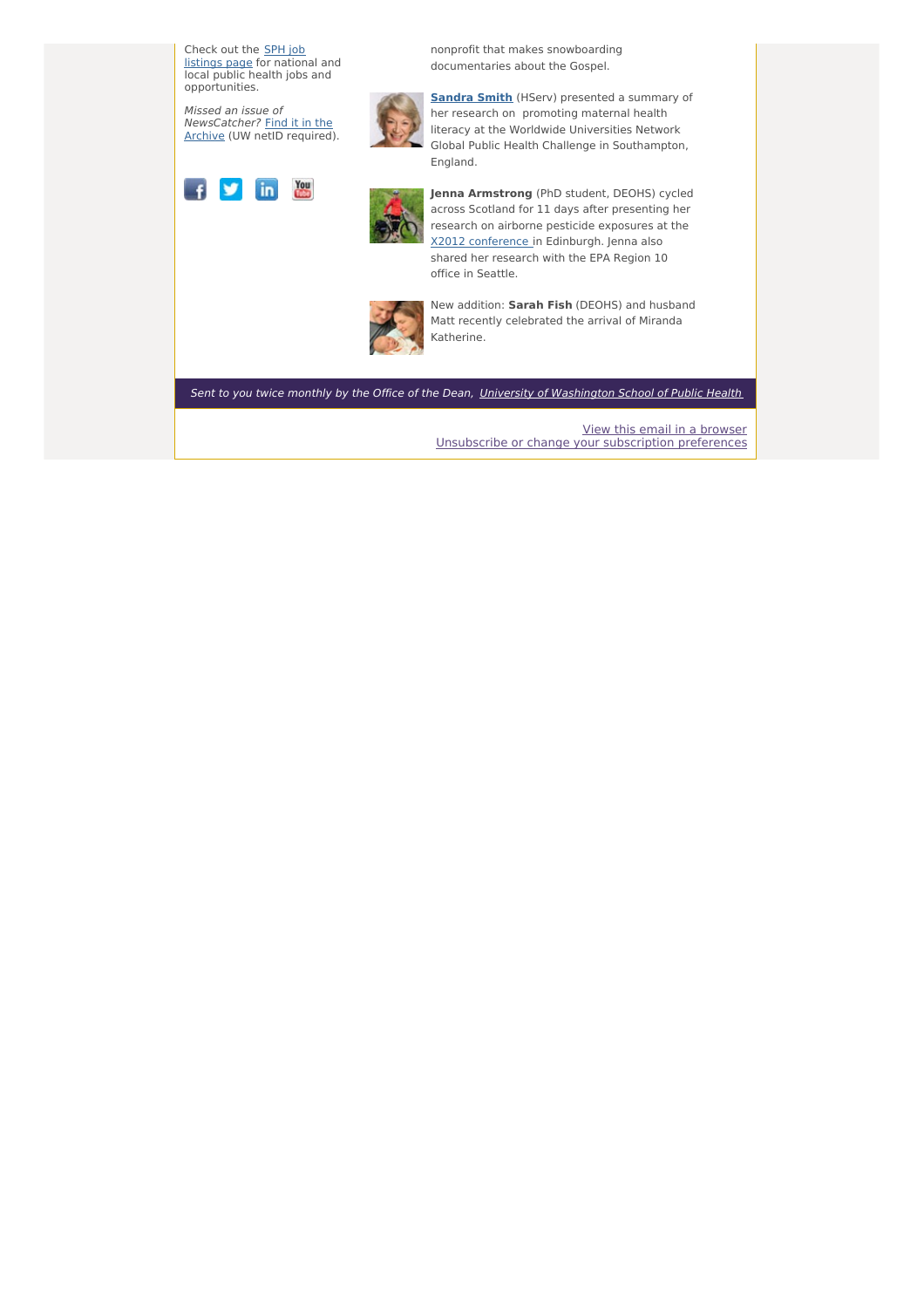Check out the SPH job listings page for national and local public health jobs and opportunities.

*Missed an issue of NewsCatcher?* Find it in the Archive (UW netID required).

nonprofit that makes snowboarding documentaries about the Gospel.

**Sandra Smith** (HServ) presented a summary of her research on promoting maternal health literacy at the Worldwide Universities Network Global Public Health Challenge in Southampton, England.

**Jenna Armstrong** (PhD student, DEOHS) cycled across Scotland for 11 days after presenting her research on airborne pesticide exposures at the X2012 conference in Edinburgh. Jenna also shared her research with the EPA Region 10 office in Seattle.

New addition: **Sarah Fish** (DEOHS) and husband Matt recently celebrated the arrival of Miranda Katherine.

*Sent to you twice monthly by the Office of the Dean, University of Washington School of Public Health*

View this email in a browser
Unsubscribe or change your subscription preferences